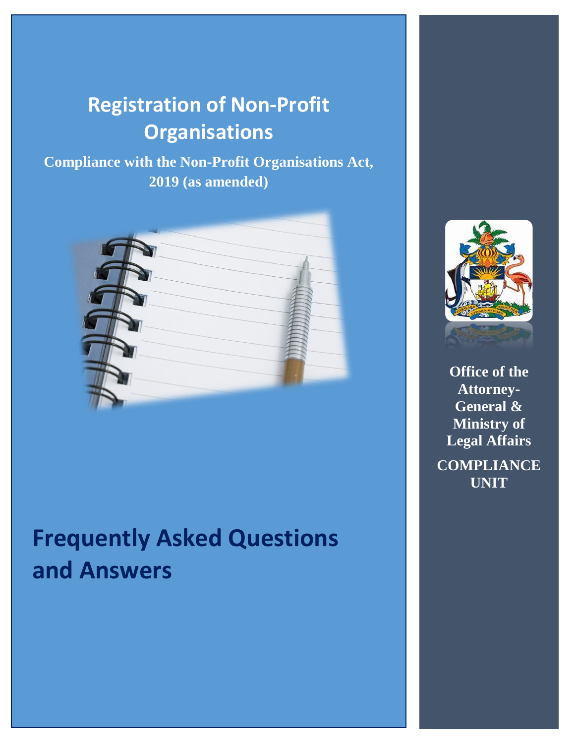# Registration of Non-Profit Organisations

**Compliance with the Non-Profit Organisations Act, 2019 (as amended)**

**Office of the Attorney-General & Ministry of Legal Affairs**

**COMPLIANCE UNIT**

# Frequently Asked Questions and Answers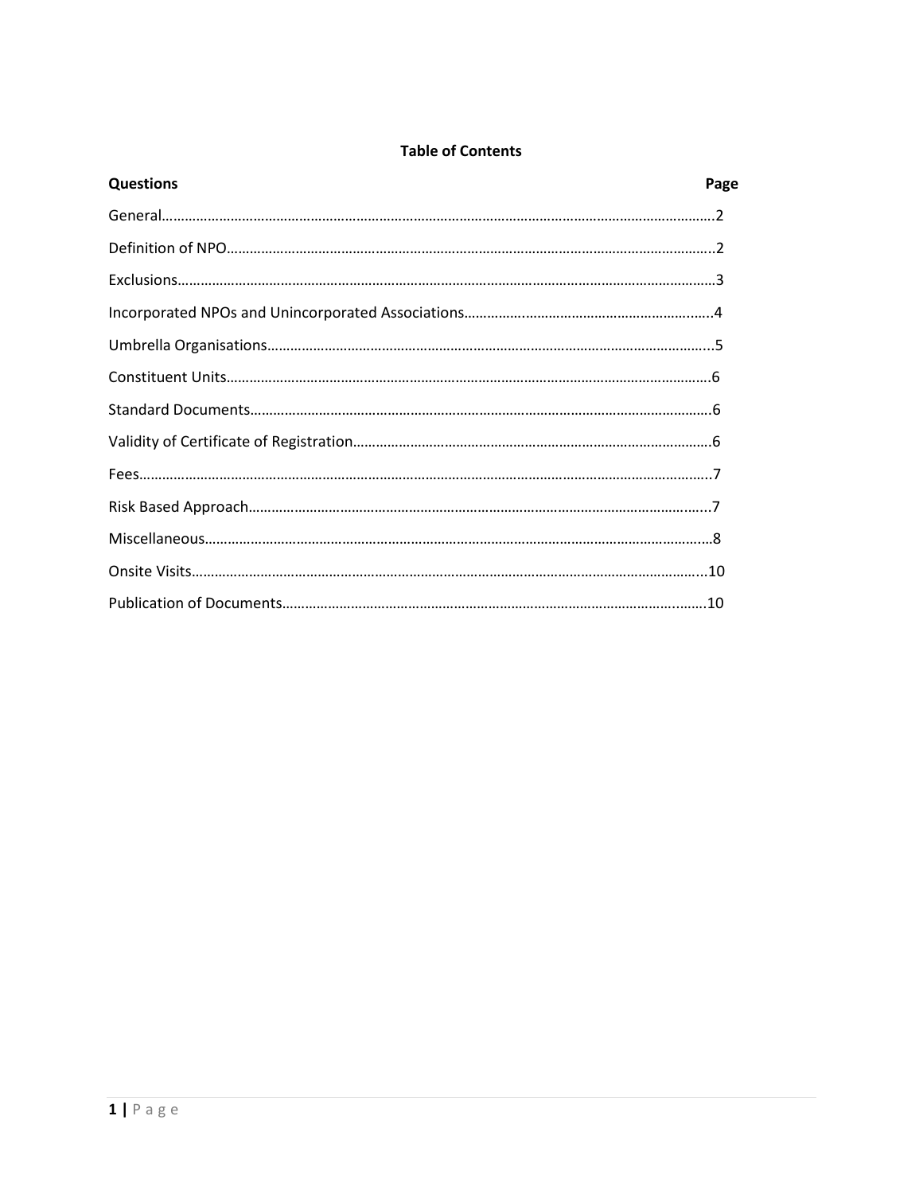**Table of Contents**

| Questions | Page |
| --- | --- |
| General | 2 |
| Definition of NPO | 2 |
| Exclusions | 3 |
| Incorporated NPOs and Unincorporated Associations | 4 |
| Umbrella Organisations | 5 |
| Constituent Units | 6 |
| Standard Documents | 6 |
| Validity of Certificate of Registration | 6 |
| Fees | 7 |
| Risk Based Approach | 7 |
| Miscellaneous | 8 |
| Onsite Visits | 10 |
| Publication of Documents | 10 |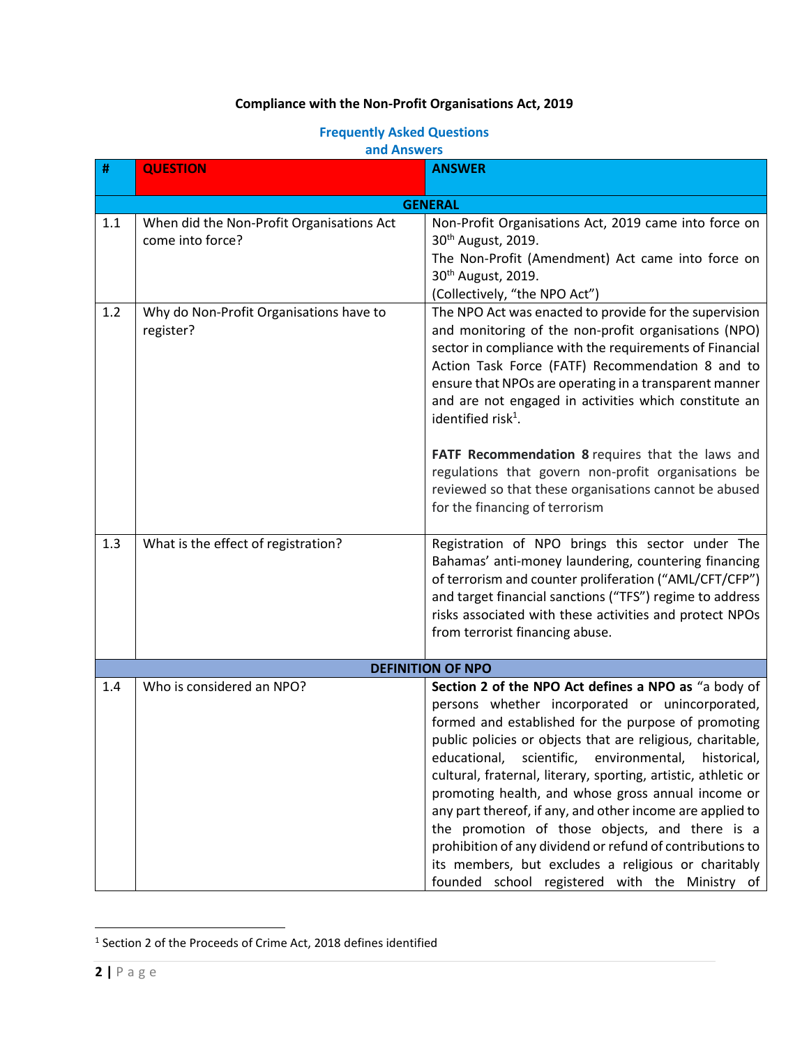**Compliance with the Non-Profit Organisations Act, 2019**

**Frequently Asked Questions and Answers**

| # | QUESTION | ANSWER |
|---|---|---|
| | | **GENERAL** |
| 1.1 | When did the Non-Profit Organisations Act come into force? | Non-Profit Organisations Act, 2019 came into force on 30th August, 2019.<br>The Non-Profit (Amendment) Act came into force on 30th August, 2019.<br>(Collectively, "the NPO Act") |
| 1.2 | Why do Non-Profit Organisations have to register? | The NPO Act was enacted to provide for the supervision and monitoring of the non-profit organisations (NPO) sector in compliance with the requirements of Financial Action Task Force (FATF) Recommendation 8 and to ensure that NPOs are operating in a transparent manner and are not engaged in activities which constitute an identified risk[1].<br><br>**FATF Recommendation 8** requires that the laws and regulations that govern non-profit organisations be reviewed so that these organisations cannot be abused for the financing of terrorism |
| 1.3 | What is the effect of registration? | Registration of NPO brings this sector under The Bahamas' anti-money laundering, countering financing of terrorism and counter proliferation ("AML/CFT/CFP") and target financial sanctions ("TFS") regime to address risks associated with these activities and protect NPOs from terrorist financing abuse. |
| | | **DEFINITION OF NPO** |
| 1.4 | Who is considered an NPO? | **Section 2 of the NPO Act defines a NPO as** "a body of persons whether incorporated or unincorporated, formed and established for the purpose of promoting public policies or objects that are religious, charitable, educational, scientific, environmental, historical, cultural, fraternal, literary, sporting, artistic, athletic or promoting health, and whose gross annual income or any part thereof, if any, and other income are applied to the promotion of those objects, and there is a prohibition of any dividend or refund of contributions to its members, but excludes a religious or charitably founded school registered with the Ministry of |

[1] Section 2 of the Proceeds of Crime Act, 2018 defines identified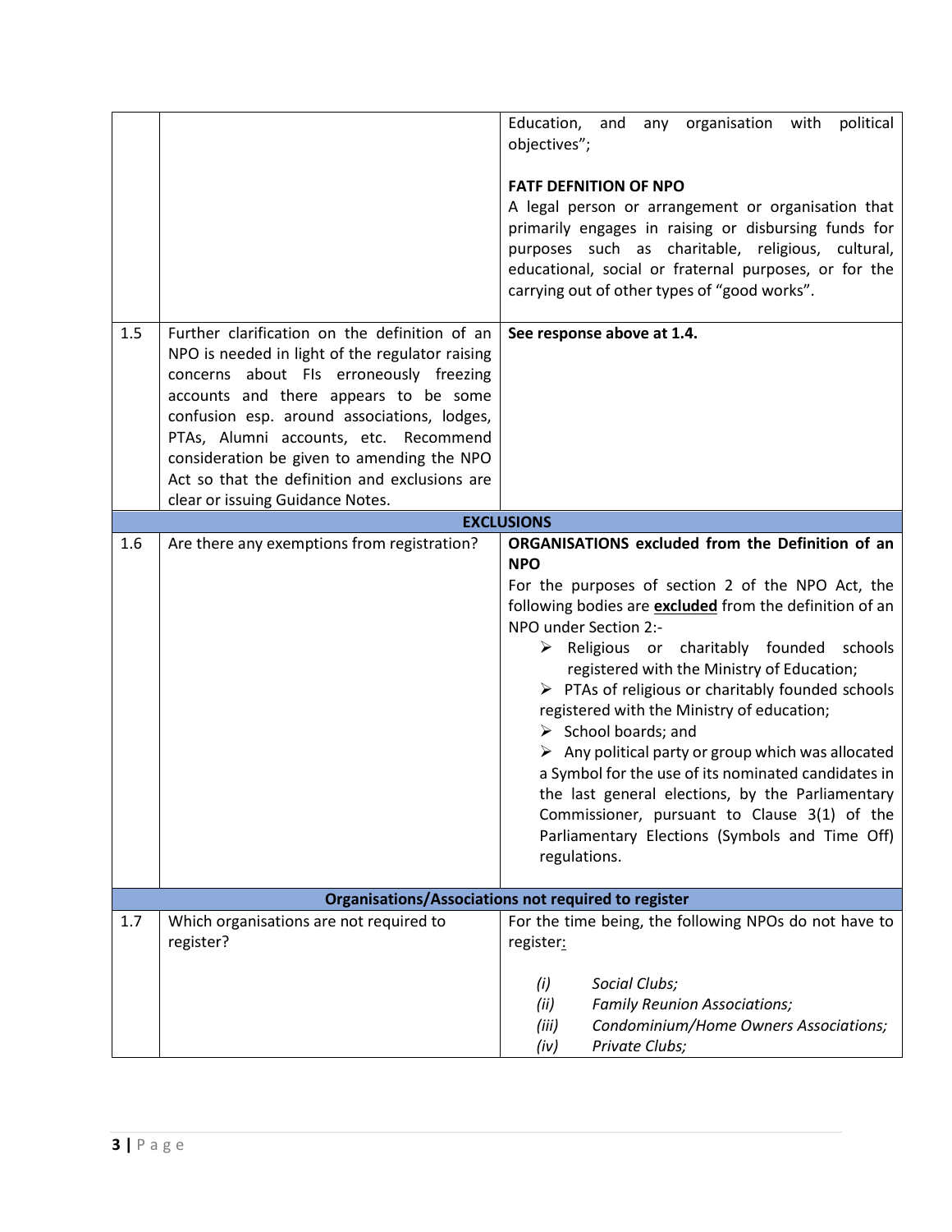| | | |
|---|---|---|
| | | Education, and any organisation with political objectives";<br><br>**FATF DEFNITION OF NPO**<br>A legal person or arrangement or organisation that primarily engages in raising or disbursing funds for purposes such as charitable, religious, cultural, educational, social or fraternal purposes, or for the carrying out of other types of "good works". |
| 1.5 | Further clarification on the definition of an NPO is needed in light of the regulator raising concerns about FIs erroneously freezing accounts and there appears to be some confusion esp. around associations, lodges, PTAs, Alumni accounts, etc. Recommend consideration be given to amending the NPO Act so that the definition and exclusions are clear or issuing Guidance Notes. | **See response above at 1.4.** |
| **EXCLUSIONS** | | |
| 1.6 | Are there any exemptions from registration? | **ORGANISATIONS excluded from the Definition of an NPO**<br>For the purposes of section 2 of the NPO Act, the following bodies are **<u>excluded</u>** from the definition of an NPO under Section 2:-<br>➢ Religious or charitably founded schools registered with the Ministry of Education;<br>➢ PTAs of religious or charitably founded schools registered with the Ministry of education;<br>➢ School boards; and<br>➢ Any political party or group which was allocated a Symbol for the use of its nominated candidates in the last general elections, by the Parliamentary Commissioner, pursuant to Clause 3(1) of the Parliamentary Elections (Symbols and Time Off) regulations. |
| **Organisations/Associations not required to register** | | |
| 1.7 | Which organisations are not required to register? | For the time being, the following NPOs do not have to register:<br><br>*(i)* *Social Clubs;*<br>*(ii)* *Family Reunion Associations;*<br>*(iii)* *Condominium/Home Owners Associations;*<br>*(iv)* *Private Clubs;* |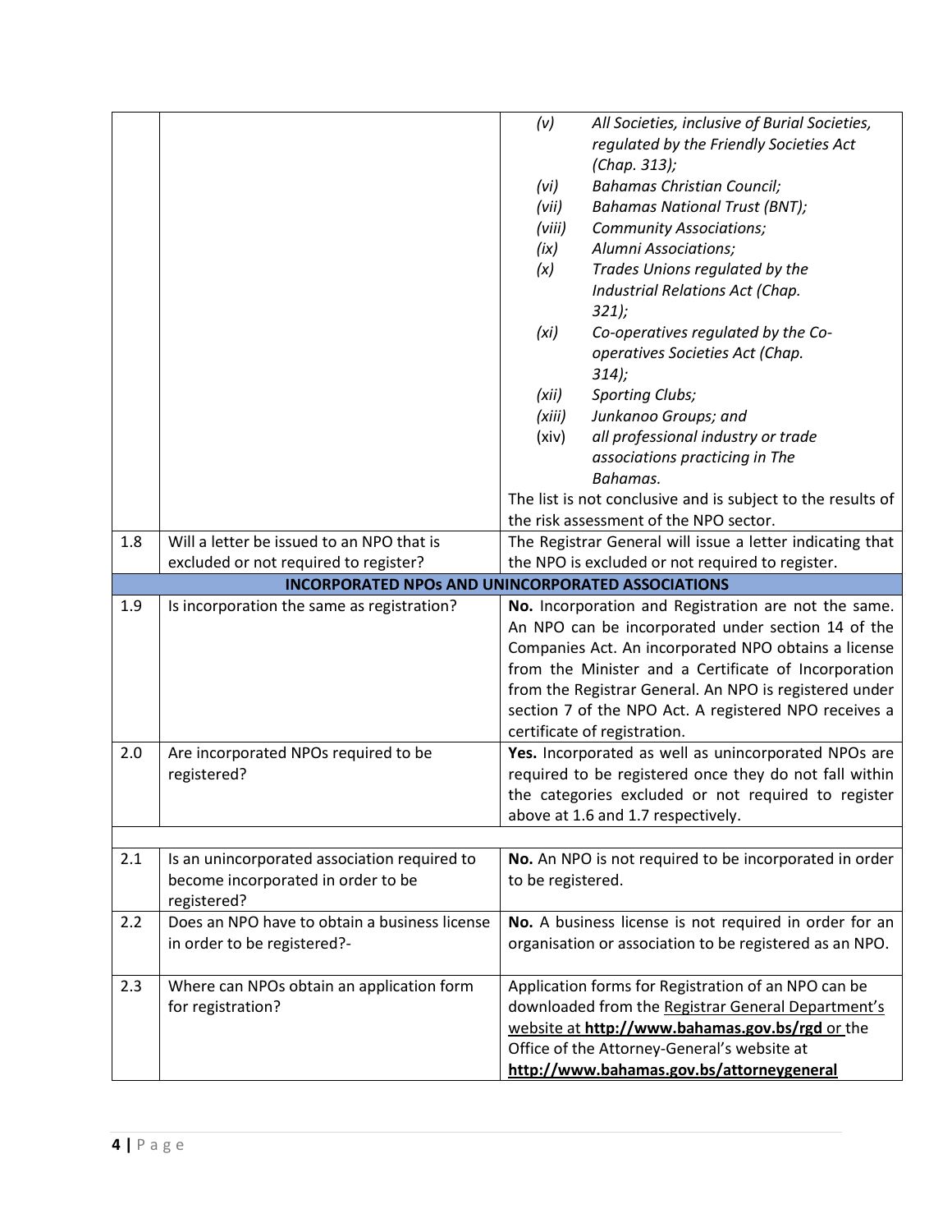| | | |
|---|---|---|
| | | *(v)* *All Societies, inclusive of Burial Societies, regulated by the Friendly Societies Act (Chap. 313);*<br>*(vi)* *Bahamas Christian Council;*<br>*(vii)* *Bahamas National Trust (BNT);*<br>*(viii)* *Community Associations;*<br>*(ix)* *Alumni Associations;*<br>*(x)* *Trades Unions regulated by the Industrial Relations Act (Chap. 321);*<br>*(xi)* *Co-operatives regulated by the Co-operatives Societies Act (Chap. 314);*<br>*(xii)* *Sporting Clubs;*<br>*(xiii)* *Junkanoo Groups; and*<br>(xiv) *all professional industry or trade associations practicing in The Bahamas.*<br>The list is not conclusive and is subject to the results of the risk assessment of the NPO sector. |
| 1.8 | Will a letter be issued to an NPO that is excluded or not required to register? | The Registrar General will issue a letter indicating that the NPO is excluded or not required to register. |
| | **INCORPORATED NPOs AND UNINCORPORATED ASSOCIATIONS** | |
| 1.9 | Is incorporation the same as registration? | **No.** Incorporation and Registration are not the same. An NPO can be incorporated under section 14 of the Companies Act. An incorporated NPO obtains a license from the Minister and a Certificate of Incorporation from the Registrar General. An NPO is registered under section 7 of the NPO Act. A registered NPO receives a certificate of registration. |
| 2.0 | Are incorporated NPOs required to be registered? | **Yes.** Incorporated as well as unincorporated NPOs are required to be registered once they do not fall within the categories excluded or not required to register above at 1.6 and 1.7 respectively. |
| | | |
| 2.1 | Is an unincorporated association required to become incorporated in order to be registered? | **No.** An NPO is not required to be incorporated in order to be registered. |
| 2.2 | Does an NPO have to obtain a business license in order to be registered?- | **No.** A business license is not required in order for an organisation or association to be registered as an NPO. |
| 2.3 | Where can NPOs obtain an application form for registration? | Application forms for Registration of an NPO can be downloaded from the Registrar General Department's website at **http://www.bahamas.gov.bs/rgd** or the Office of the Attorney-General's website at **http://www.bahamas.gov.bs/attorneygeneral** |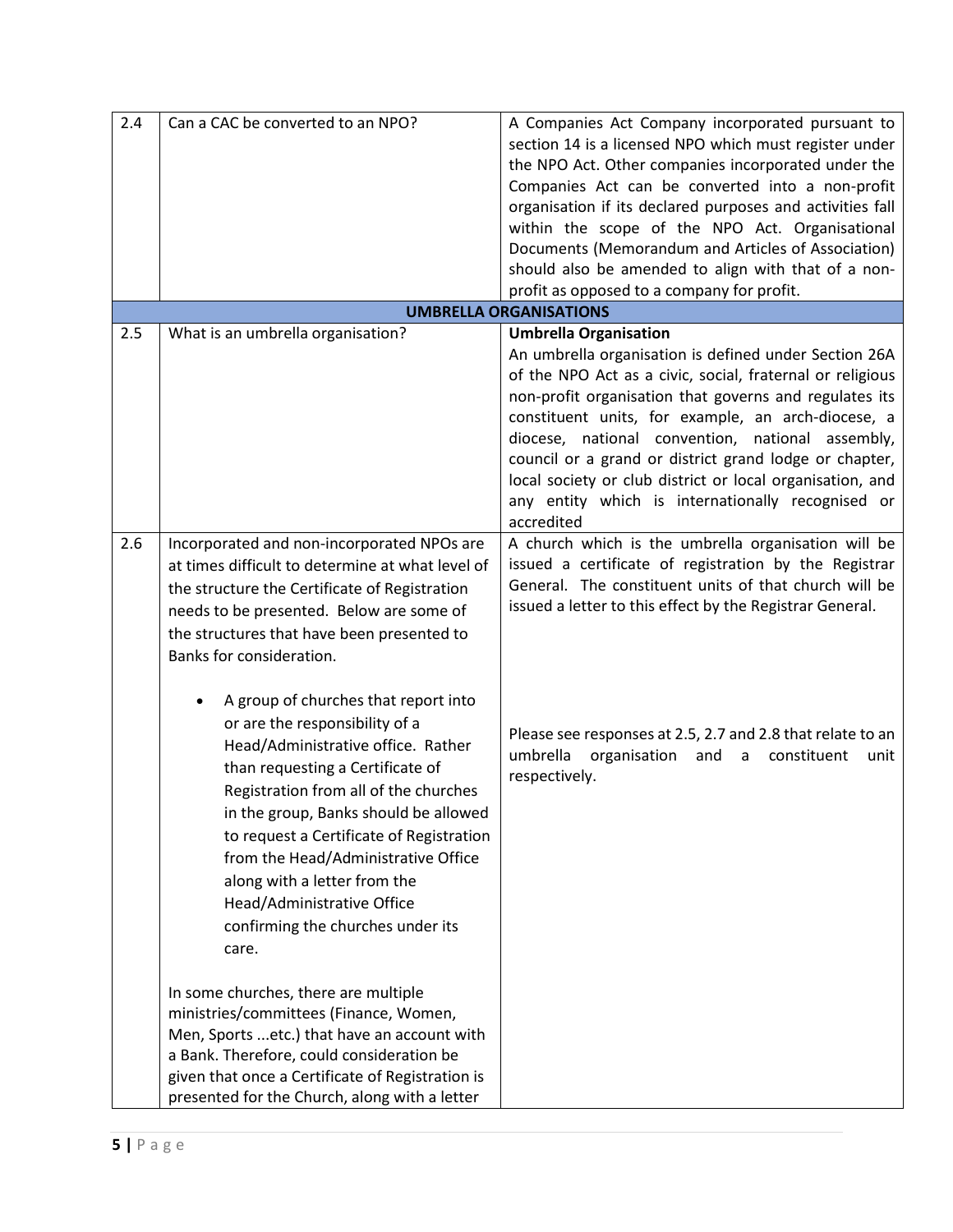| | | |
|---|---|---|
| 2.4 | Can a CAC be converted to an NPO? | A Companies Act Company incorporated pursuant to section 14 is a licensed NPO which must register under the NPO Act. Other companies incorporated under the Companies Act can be converted into a non-profit organisation if its declared purposes and activities fall within the scope of the NPO Act. Organisational Documents (Memorandum and Articles of Association) should also be amended to align with that of a non-profit as opposed to a company for profit. |
| | **UMBRELLA ORGANISATIONS** | |
| 2.5 | What is an umbrella organisation? | **Umbrella Organisation**<br>An umbrella organisation is defined under Section 26A of the NPO Act as a civic, social, fraternal or religious non-profit organisation that governs and regulates its constituent units, for example, an arch-diocese, a diocese, national convention, national assembly, council or a grand or district grand lodge or chapter, local society or club district or local organisation, and any entity which is internationally recognised or accredited |
| 2.6 | Incorporated and non-incorporated NPOs are at times difficult to determine at what level of the structure the Certificate of Registration needs to be presented. Below are some of the structures that have been presented to Banks for consideration.<br><br>• A group of churches that report into or are the responsibility of a Head/Administrative office. Rather than requesting a Certificate of Registration from all of the churches in the group, Banks should be allowed to request a Certificate of Registration from the Head/Administrative Office along with a letter from the Head/Administrative Office confirming the churches under its care.<br><br>In some churches, there are multiple ministries/committees (Finance, Women, Men, Sports ...etc.) that have an account with a Bank. Therefore, could consideration be given that once a Certificate of Registration is presented for the Church, along with a letter | A church which is the umbrella organisation will be issued a certificate of registration by the Registrar General. The constituent units of that church will be issued a letter to this effect by the Registrar General.<br><br>Please see responses at 2.5, 2.7 and 2.8 that relate to an umbrella organisation and a constituent unit respectively. |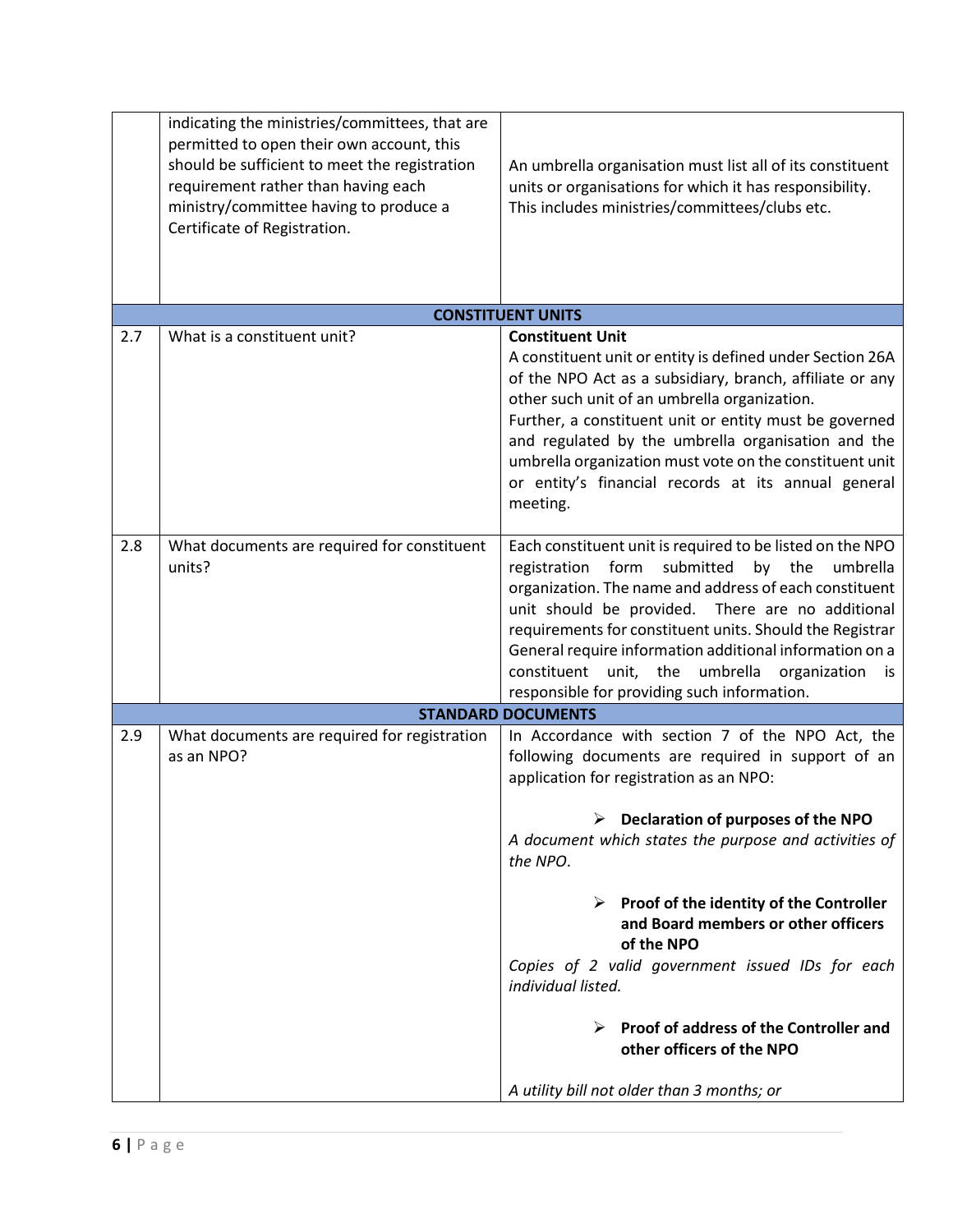| | | |
|---|---|---|
| | indicating the ministries/committees, that are permitted to open their own account, this should be sufficient to meet the registration requirement rather than having each ministry/committee having to produce a Certificate of Registration. | An umbrella organisation must list all of its constituent units or organisations for which it has responsibility. This includes ministries/committees/clubs etc. |
| | **CONSTITUENT UNITS** | |
| 2.7 | What is a constituent unit? | **Constituent Unit**<br>A constituent unit or entity is defined under Section 26A of the NPO Act as a subsidiary, branch, affiliate or any other such unit of an umbrella organization.<br>Further, a constituent unit or entity must be governed and regulated by the umbrella organisation and the umbrella organization must vote on the constituent unit or entity's financial records at its annual general meeting. |
| 2.8 | What documents are required for constituent units? | Each constituent unit is required to be listed on the NPO registration form submitted by the umbrella organization. The name and address of each constituent unit should be provided. There are no additional requirements for constituent units. Should the Registrar General require information additional information on a constituent unit, the umbrella organization is responsible for providing such information. |
| | **STANDARD DOCUMENTS** | |
| 2.9 | What documents are required for registration as an NPO? | In Accordance with section 7 of the NPO Act, the following documents are required in support of an application for registration as an NPO:<br><br>➢ **Declaration of purposes of the NPO**<br>*A document which states the purpose and activities of the NPO.*<br><br>➢ **Proof of the identity of the Controller and Board members or other officers of the NPO**<br>*Copies of 2 valid government issued IDs for each individual listed.*<br><br>➢ **Proof of address of the Controller and other officers of the NPO**<br><br>*A utility bill not older than 3 months; or* |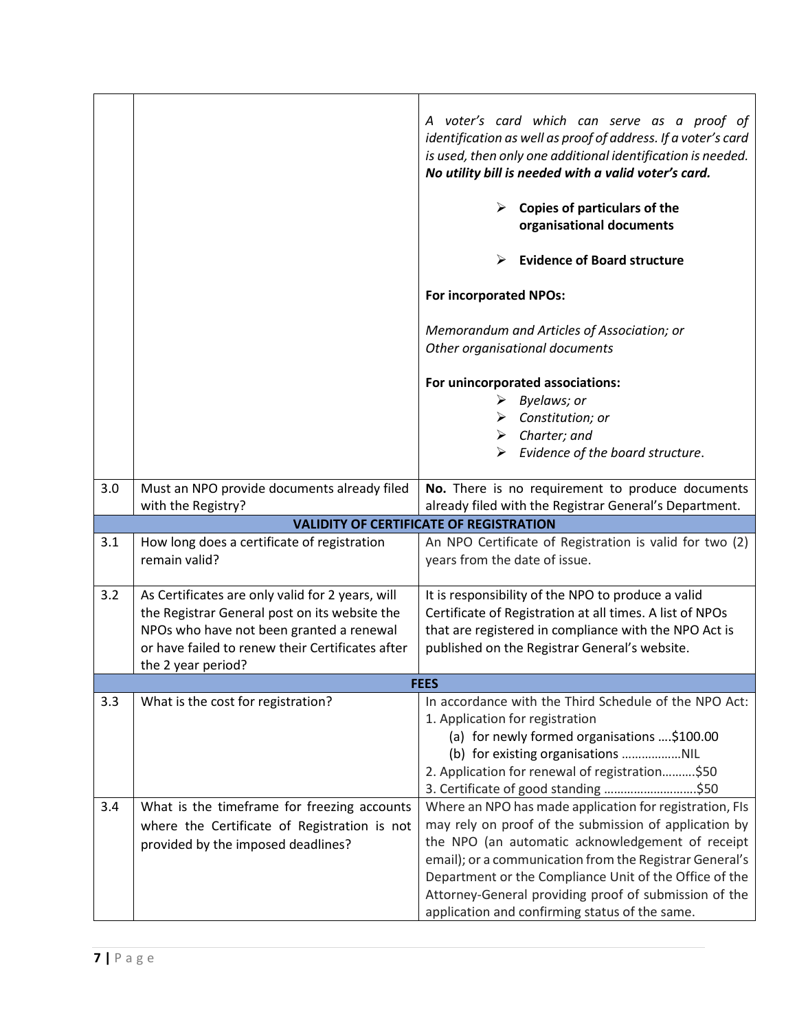| | | |
|---|---|---|
| | | *A voter's card which can serve as a proof of identification as well as proof of address. If a voter's card is used, then only one additional identification is needed.* ***No utility bill is needed with a valid voter's card.*** <br><br> ➢ **Copies of particulars of the organisational documents** <br><br> ➢ **Evidence of Board structure** <br><br> **For incorporated NPOs:** <br><br> *Memorandum and Articles of Association; or* <br> *Other organisational documents* <br><br> **For unincorporated associations:** <br> ➢ *Byelaws; or* <br> ➢ *Constitution; or* <br> ➢ *Charter; and* <br> ➢ *Evidence of the board structure.* |
| 3.0 | Must an NPO provide documents already filed with the Registry? | **No.** There is no requirement to produce documents already filed with the Registrar General's Department. |
| | **VALIDITY OF CERTIFICATE OF REGISTRATION** | |
| 3.1 | How long does a certificate of registration remain valid? | An NPO Certificate of Registration is valid for two (2) years from the date of issue. |
| 3.2 | As Certificates are only valid for 2 years, will the Registrar General post on its website the NPOs who have not been granted a renewal or have failed to renew their Certificates after the 2 year period? | It is responsibility of the NPO to produce a valid Certificate of Registration at all times. A list of NPOs that are registered in compliance with the NPO Act is published on the Registrar General's website. |
| | **FEES** | |
| 3.3 | What is the cost for registration? | In accordance with the Third Schedule of the NPO Act: <br> 1. Application for registration <br> (a) for newly formed organisations ….$100.00 <br> (b) for existing organisations ………………NIL <br> 2. Application for renewal of registration……….$50 <br> 3. Certificate of good standing ……………………….$50 |
| 3.4 | What is the timeframe for freezing accounts where the Certificate of Registration is not provided by the imposed deadlines? | Where an NPO has made application for registration, FIs may rely on proof of the submission of application by the NPO (an automatic acknowledgement of receipt email); or a communication from the Registrar General's Department or the Compliance Unit of the Office of the Attorney-General providing proof of submission of the application and confirming status of the same. |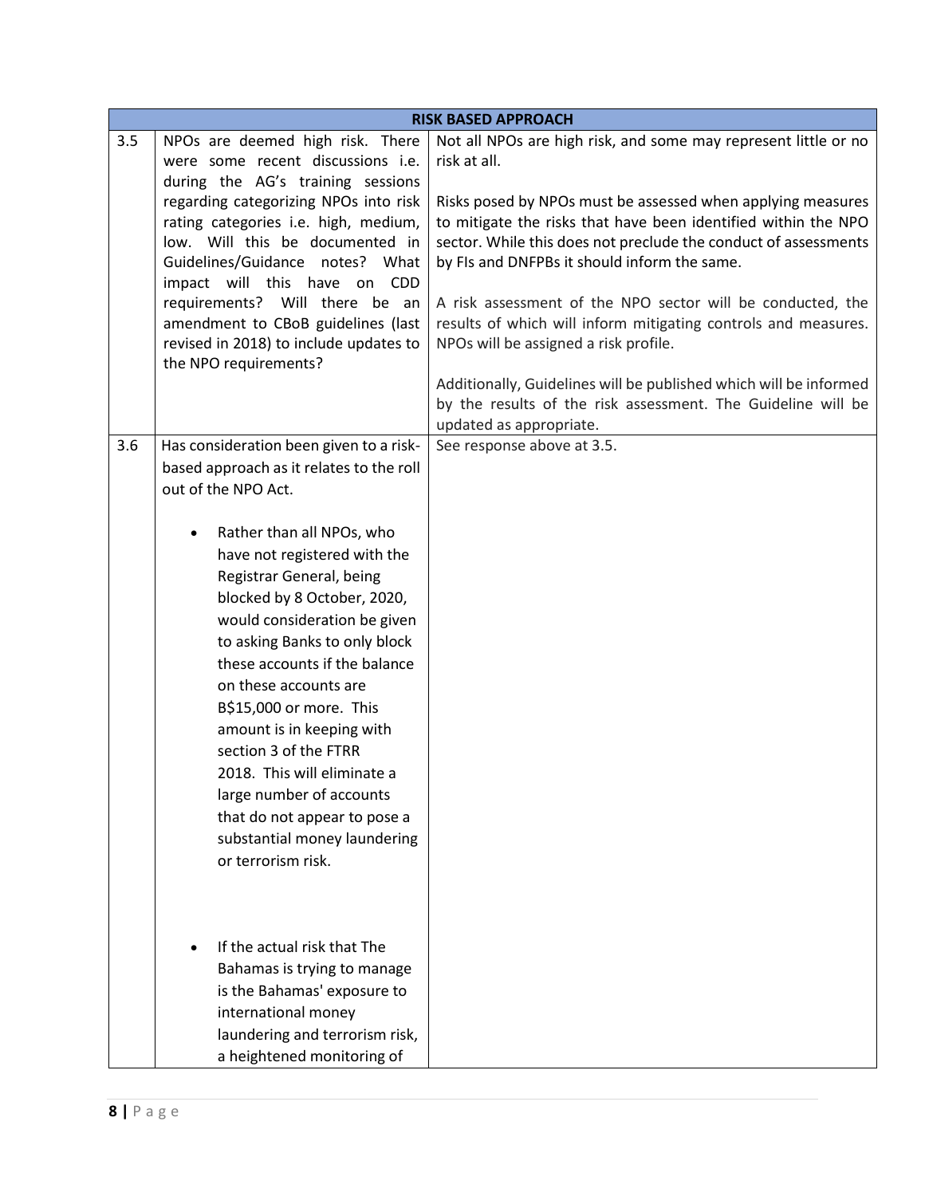| RISK BASED APPROACH | | |
|---|---|---|
| 3.5 | NPOs are deemed high risk. There were some recent discussions i.e. during the AG's training sessions regarding categorizing NPOs into risk rating categories i.e. high, medium, low. Will this be documented in Guidelines/Guidance notes? What impact will this have on CDD requirements? Will there be an amendment to CBoB guidelines (last revised in 2018) to include updates to the NPO requirements? | Not all NPOs are high risk, and some may represent little or no risk at all.<br><br>Risks posed by NPOs must be assessed when applying measures to mitigate the risks that have been identified within the NPO sector. While this does not preclude the conduct of assessments by FIs and DNFPBs it should inform the same.<br><br>A risk assessment of the NPO sector will be conducted, the results of which will inform mitigating controls and measures. NPOs will be assigned a risk profile.<br><br>Additionally, Guidelines will be published which will be informed by the results of the risk assessment. The Guideline will be updated as appropriate. |
| 3.6 | Has consideration been given to a risk-based approach as it relates to the roll out of the NPO Act.<br><br>• Rather than all NPOs, who have not registered with the Registrar General, being blocked by 8 October, 2020, would consideration be given to asking Banks to only block these accounts if the balance on these accounts are B$15,000 or more. This amount is in keeping with section 3 of the FTRR 2018. This will eliminate a large number of accounts that do not appear to pose a substantial money laundering or terrorism risk.<br><br>• If the actual risk that The Bahamas is trying to manage is the Bahamas' exposure to international money laundering and terrorism risk, a heightened monitoring of | See response above at 3.5. |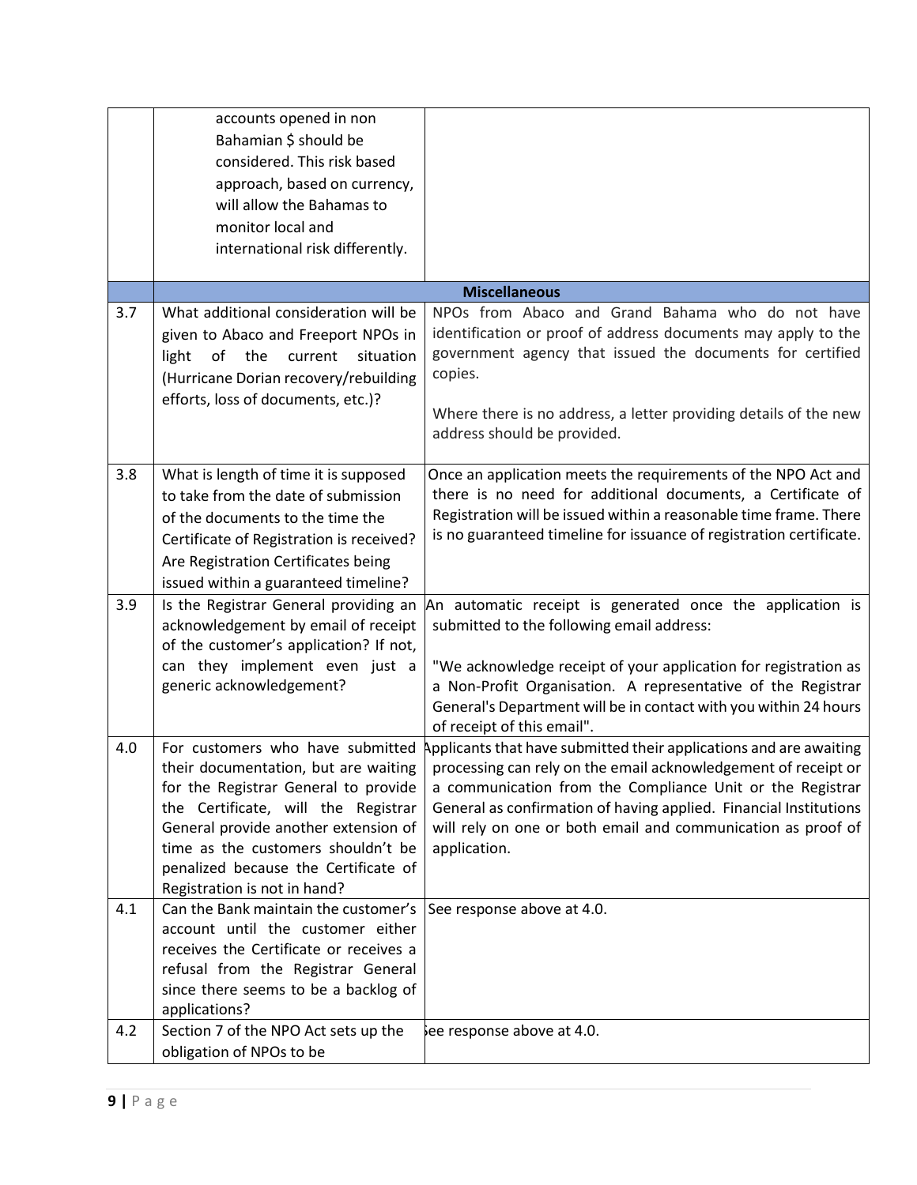| | | |
|---|---|---|
| | accounts opened in non Bahamian $ should be considered. This risk based approach, based on currency, will allow the Bahamas to monitor local and international risk differently. | |
| | **Miscellaneous** | |
| 3.7 | What additional consideration will be given to Abaco and Freeport NPOs in light of the current situation (Hurricane Dorian recovery/rebuilding efforts, loss of documents, etc.)? | NPOs from Abaco and Grand Bahama who do not have identification or proof of address documents may apply to the government agency that issued the documents for certified copies.<br><br>Where there is no address, a letter providing details of the new address should be provided. |
| 3.8 | What is length of time it is supposed to take from the date of submission of the documents to the time the Certificate of Registration is received? Are Registration Certificates being issued within a guaranteed timeline? | Once an application meets the requirements of the NPO Act and there is no need for additional documents, a Certificate of Registration will be issued within a reasonable time frame. There is no guaranteed timeline for issuance of registration certificate. |
| 3.9 | Is the Registrar General providing an acknowledgement by email of receipt of the customer's application? If not, can they implement even just a generic acknowledgement? | An automatic receipt is generated once the application is submitted to the following email address:<br><br>"We acknowledge receipt of your application for registration as a Non-Profit Organisation. A representative of the Registrar General's Department will be in contact with you within 24 hours of receipt of this email". |
| 4.0 | For customers who have submitted their documentation, but are waiting for the Registrar General to provide the Certificate, will the Registrar General provide another extension of time as the customers shouldn't be penalized because the Certificate of Registration is not in hand? | Applicants that have submitted their applications and are awaiting processing can rely on the email acknowledgement of receipt or a communication from the Compliance Unit or the Registrar General as confirmation of having applied. Financial Institutions will rely on one or both email and communication as proof of application. |
| 4.1 | Can the Bank maintain the customer's account until the customer either receives the Certificate or receives a refusal from the Registrar General since there seems to be a backlog of applications? | See response above at 4.0. |
| 4.2 | Section 7 of the NPO Act sets up the obligation of NPOs to be | See response above at 4.0. |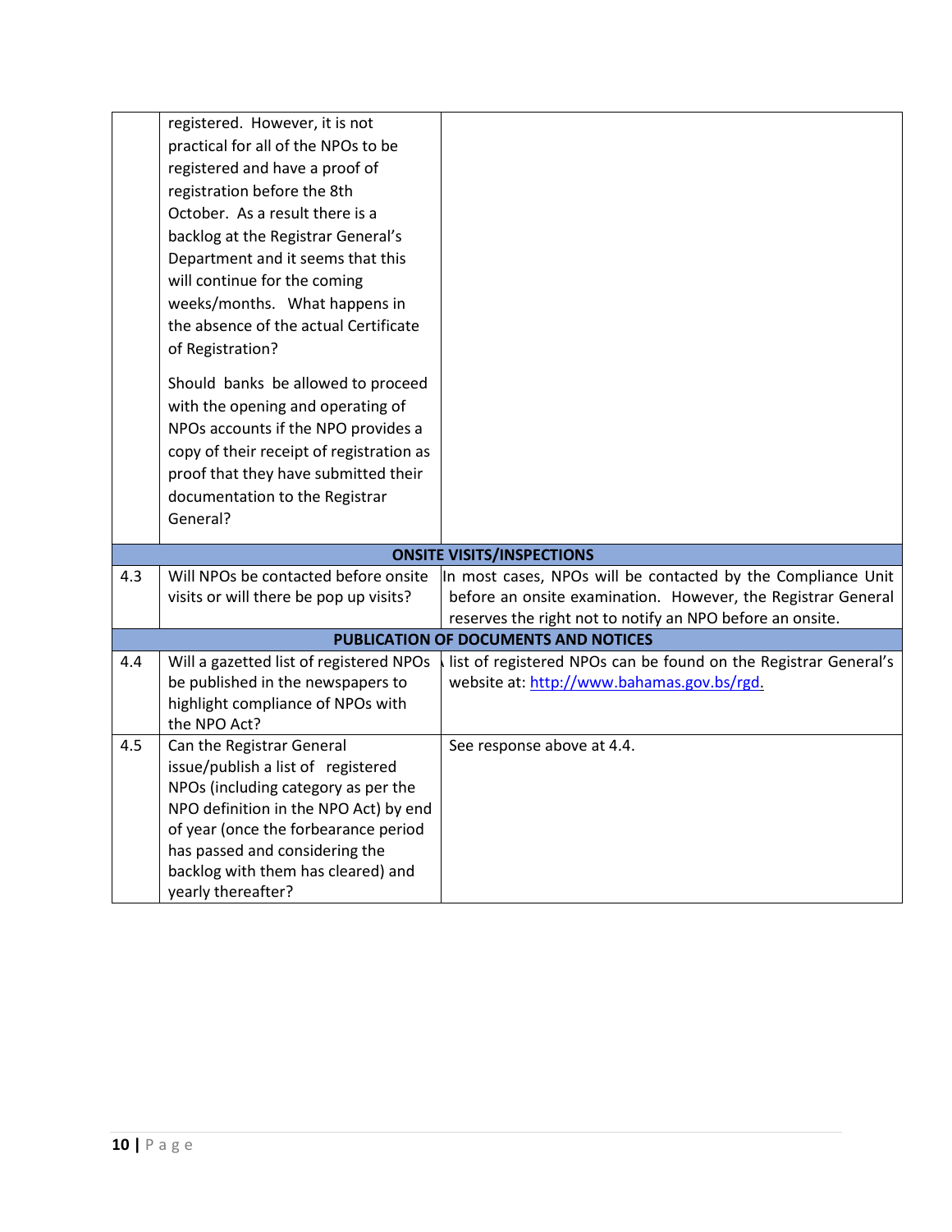| | | |
|---|---|---|
| | registered. However, it is not practical for all of the NPOs to be registered and have a proof of registration before the 8th October. As a result there is a backlog at the Registrar General's Department and it seems that this will continue for the coming weeks/months. What happens in the absence of the actual Certificate of Registration?<br><br>Should banks be allowed to proceed with the opening and operating of NPOs accounts if the NPO provides a copy of their receipt of registration as proof that they have submitted their documentation to the Registrar General? | |
| | **ONSITE VISITS/INSPECTIONS** | |
| 4.3 | Will NPOs be contacted before onsite visits or will there be pop up visits? | In most cases, NPOs will be contacted by the Compliance Unit before an onsite examination. However, the Registrar General reserves the right not to notify an NPO before an onsite. |
| | **PUBLICATION OF DOCUMENTS AND NOTICES** | |
| 4.4 | Will a gazetted list of registered NPOs be published in the newspapers to highlight compliance of NPOs with the NPO Act? | A list of registered NPOs can be found on the Registrar General's website at: [http://www.bahamas.gov.bs/rgd](http://www.bahamas.gov.bs/rgd). |
| 4.5 | Can the Registrar General issue/publish a list of registered NPOs (including category as per the NPO definition in the NPO Act) by end of year (once the forbearance period has passed and considering the backlog with them has cleared) and yearly thereafter? | See response above at 4.4. |